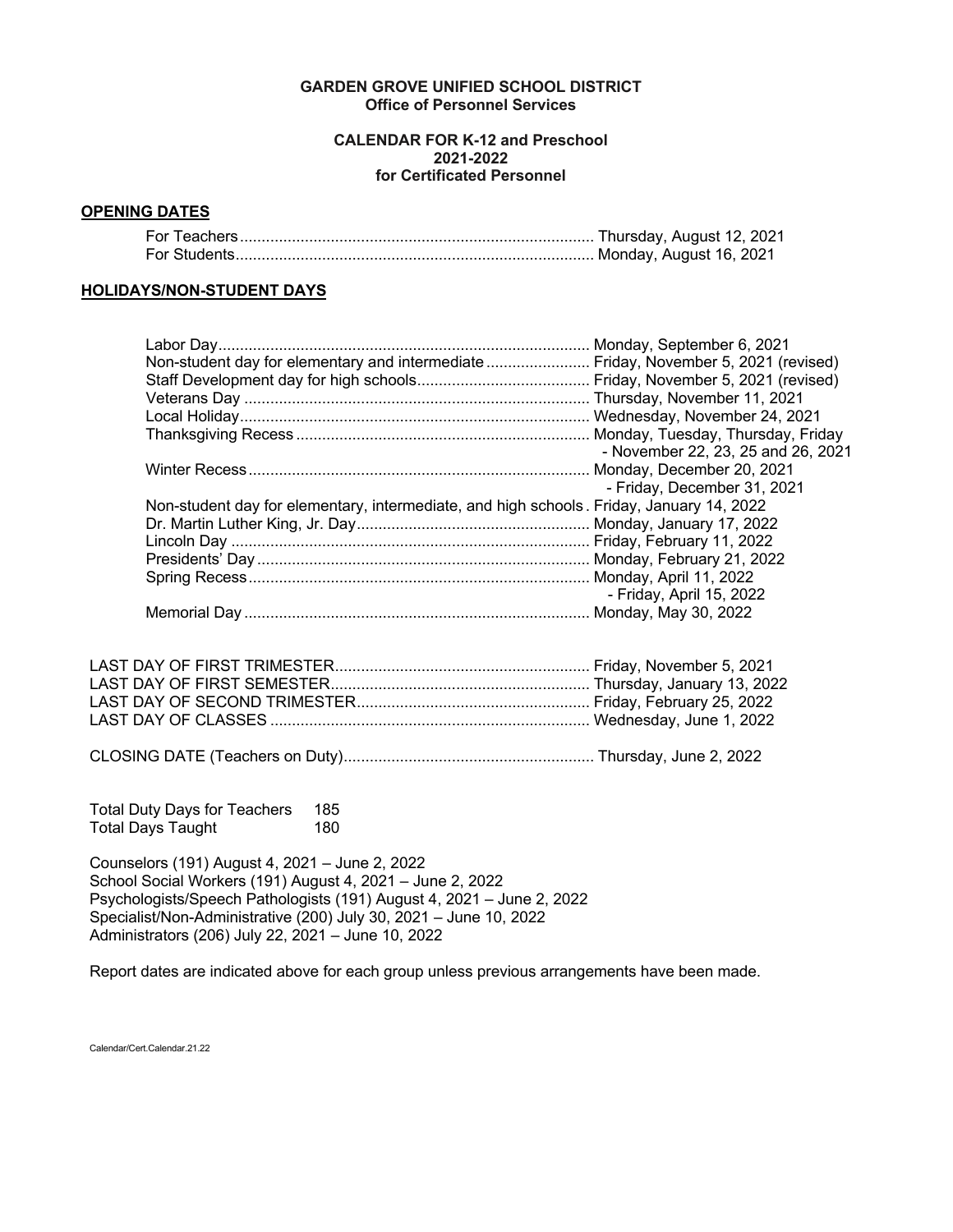**GARDEN GROVE UNIFIED SCHOOL DISTRICT**
**Office of Personnel Services**

**CALENDAR FOR K-12 and Preschool**
**2021-2022**
**for Certificated Personnel**

## OPENING DATES

| | |
|---|---|
| For Teachers | Thursday, August 12, 2021 |
| For Students | Monday, August 16, 2021 |

## HOLIDAYS/NON-STUDENT DAYS

| | |
|---|---|
| Labor Day | Monday, September 6, 2021 |
| Non-student day for elementary and intermediate | Friday, November 5, 2021 (revised) |
| Staff Development day for high schools | Friday, November 5, 2021 (revised) |
| Veterans Day | Thursday, November 11, 2021 |
| Local Holiday | Wednesday, November 24, 2021 |
| Thanksgiving Recess | Monday, Tuesday, Thursday, Friday - November 22, 23, 25 and 26, 2021 |
| Winter Recess | Monday, December 20, 2021 - Friday, December 31, 2021 |
| Non-student day for elementary, intermediate, and high schools | Friday, January 14, 2022 |
| Dr. Martin Luther King, Jr. Day | Monday, January 17, 2022 |
| Lincoln Day | Friday, February 11, 2022 |
| Presidents' Day | Monday, February 21, 2022 |
| Spring Recess | Monday, April 11, 2022 - Friday, April 15, 2022 |
| Memorial Day | Monday, May 30, 2022 |

| | |
|---|---|
| LAST DAY OF FIRST TRIMESTER | Friday, November 5, 2021 |
| LAST DAY OF FIRST SEMESTER | Thursday, January 13, 2022 |
| LAST DAY OF SECOND TRIMESTER | Friday, February 25, 2022 |
| LAST DAY OF CLASSES | Wednesday, June 1, 2022 |

CLOSING DATE (Teachers on Duty)........ Thursday, June 2, 2022

| | |
|---|---|
| Total Duty Days for Teachers | 185 |
| Total Days Taught | 180 |

Counselors (191) August 4, 2021 – June 2, 2022
School Social Workers (191) August 4, 2021 – June 2, 2022
Psychologists/Speech Pathologists (191) August 4, 2021 – June 2, 2022
Specialist/Non-Administrative (200) July 30, 2021 – June 10, 2022
Administrators (206) July 22, 2021 – June 10, 2022

Report dates are indicated above for each group unless previous arrangements have been made.

Calendar/Cert.Calendar.21.22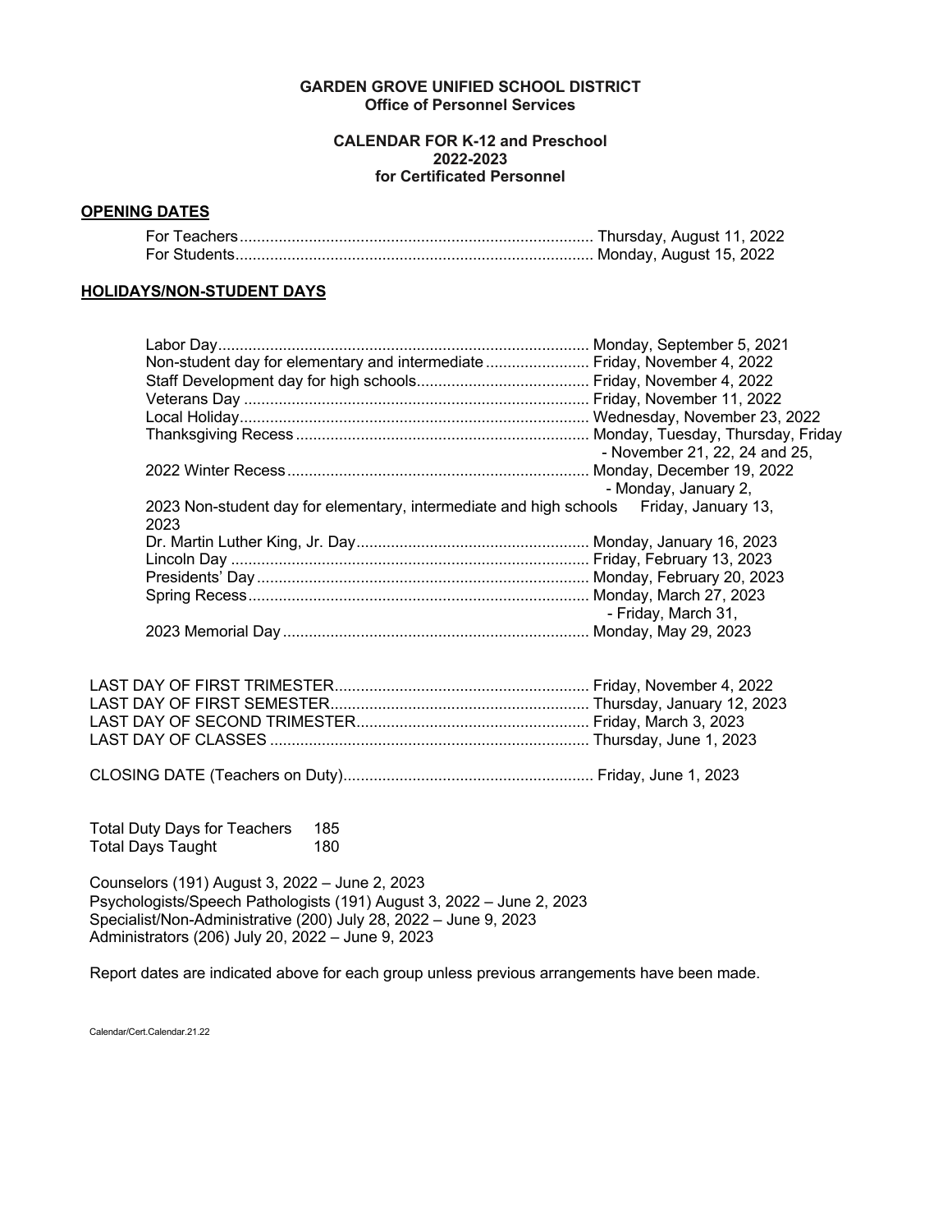**GARDEN GROVE UNIFIED SCHOOL DISTRICT**
**Office of Personnel Services**

**CALENDAR FOR K-12 and Preschool**
**2022-2023**
**for Certificated Personnel**

## OPENING DATES

For Teachers........................................................................ Thursday, August 11, 2022
For Students........................................................................ Monday, August 15, 2022

## HOLIDAYS/NON-STUDENT DAYS

Labor Day........................................................................ Monday, September 5, 2021
Non-student day for elementary and intermediate........................ Friday, November 4, 2022
Staff Development day for high schools........................................ Friday, November 4, 2022
Veterans Day........................................................................ Friday, November 11, 2022
Local Holiday........................................................................ Wednesday, November 23, 2022
Thanksgiving Recess........................................................................ Monday, Tuesday, Thursday, Friday
- November 21, 22, 24 and 25,
2022 Winter Recess........................................................................ Monday, December 19, 2022
- Monday, January 2,
2023 Non-student day for elementary, intermediate and high schools Friday, January 13, 2023
Dr. Martin Luther King, Jr. Day........................................................ Monday, January 16, 2023
Lincoln Day........................................................................ Friday, February 13, 2023
Presidents' Day........................................................................ Monday, February 20, 2023
Spring Recess........................................................................ Monday, March 27, 2023
- Friday, March 31,
2023 Memorial Day........................................................................ Monday, May 29, 2023

LAST DAY OF FIRST TRIMESTER........................................................ Friday, November 4, 2022
LAST DAY OF FIRST SEMESTER........................................................ Thursday, January 12, 2023
LAST DAY OF SECOND TRIMESTER................................................... Friday, March 3, 2023
LAST DAY OF CLASSES........................................................................ Thursday, June 1, 2023

CLOSING DATE (Teachers on Duty)........................................................ Friday, June 1, 2023

Total Duty Days for Teachers 185
Total Days Taught 180

Counselors (191) August 3, 2022 – June 2, 2023
Psychologists/Speech Pathologists (191) August 3, 2022 – June 2, 2023
Specialist/Non-Administrative (200) July 28, 2022 – June 9, 2023
Administrators (206) July 20, 2022 – June 9, 2023

Report dates are indicated above for each group unless previous arrangements have been made.

Calendar/Cert.Calendar.21.22